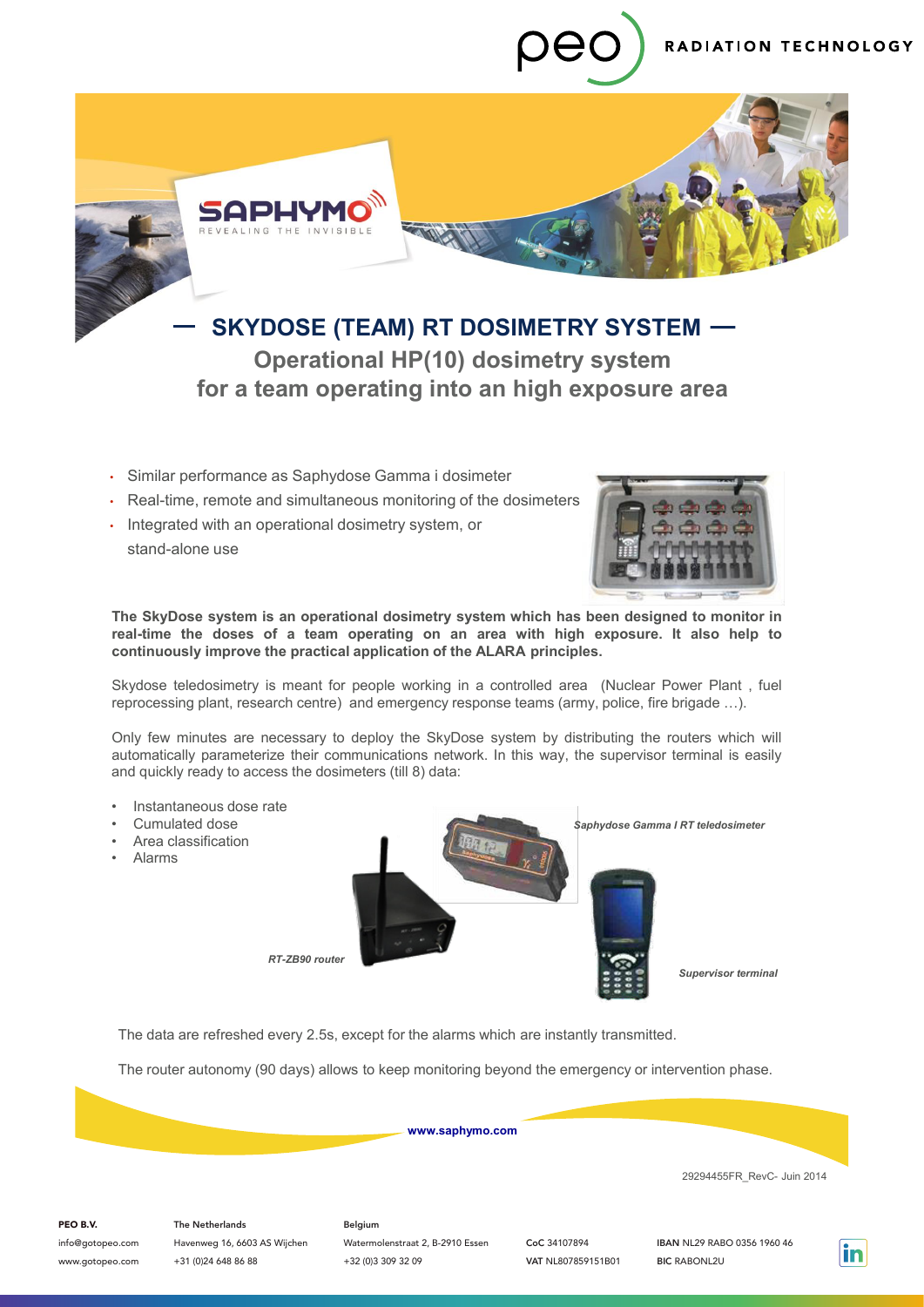# SKYDOSE (TEAM) RT DOSIMETRY SYSTEM

## Operational HP(10) dosimetry system for a team operating into an high exposure area

- Similar performance as Saphydose Gamma i dosimeter
- Real-time, remote and simultaneous monitoring of the dosimeters
- Integrated with an operational dosimetry system, or stand-alone use

**The SkyDose system is an operational dosimetry system which has been designed to monitor in real-time the doses of a team operating on an area with high exposure. It also help to continuously improve the practical application of the ALARA principles.**

Skydose teledosimetry is meant for people working in a controlled area (Nuclear Power Plant , fuel reprocessing plant, research centre) and emergency response teams (army, police, fire brigade …).

Only few minutes are necessary to deploy the SkyDose system by distributing the routers which will automatically parameterize their communications network. In this way, the supervisor terminal is easily and quickly ready to access the dosimeters (till 8) data:

- Instantaneous dose rate
- Cumulated dose
- Area classification
- Alarms

*Saphydose Gamma I RT teledosimeter*

*RT-ZB90 router*

*Supervisor terminal*

The data are refreshed every 2.5s, except for the alarms which are instantly transmitted.

The router autonomy (90 days) allows to keep monitoring beyond the emergency or intervention phase.

**www.saphymo.com**

29294455FR_RevC- Juin 2014

**PEO B.V.**
info@gotopeo.com
www.gotopeo.com

The Netherlands
Havenweg 16, 6603 AS Wijchen
+31 (0)24 648 86 88

Belgium
Watermolenstraat 2, B-2910 Essen
+32 (0)3 309 32 09

**CoC** 34107894
**VAT** NL807859151B01

**IBAN** NL29 RABO 0356 1960 46
**BIC** RABONL2U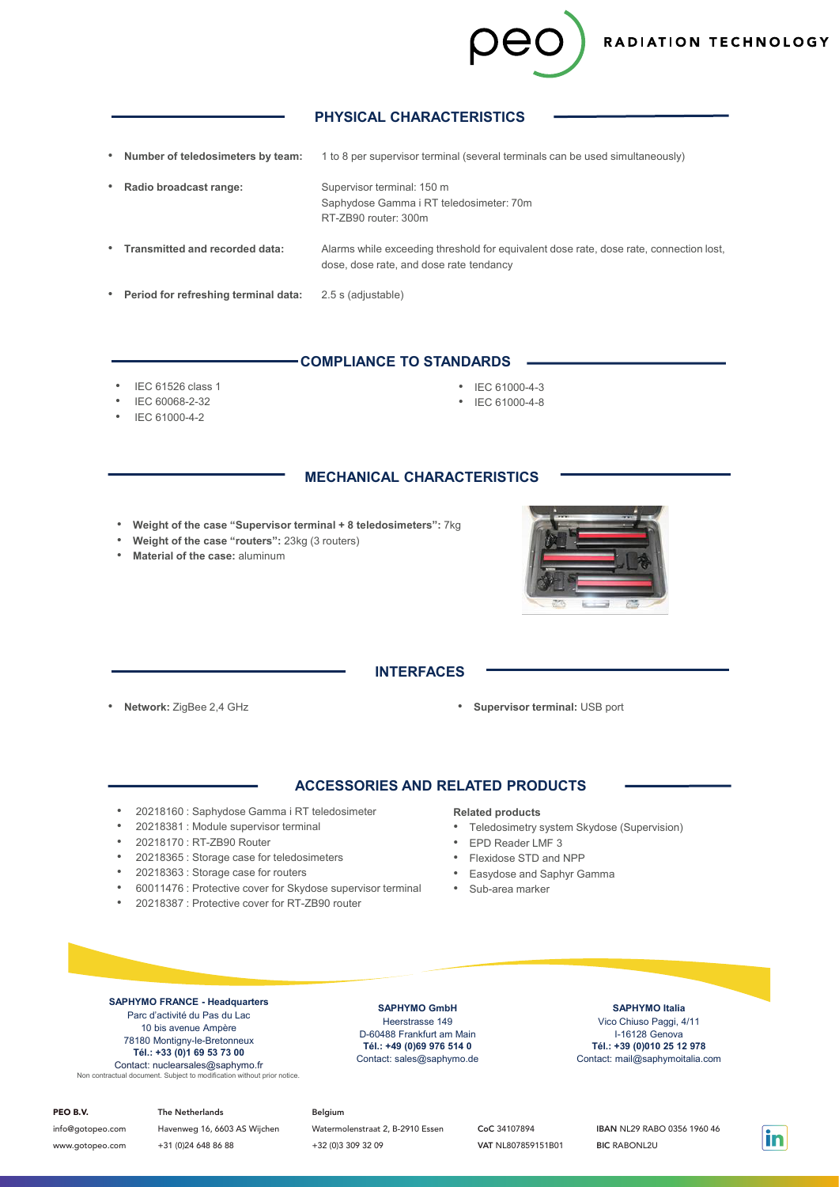## PHYSICAL CHARACTERISTICS

- **Number of teledosimeters by team:** 1 to 8 per supervisor terminal (several terminals can be used simultaneously)
- **Radio broadcast range:** Supervisor terminal: 150 m
  Saphydose Gamma i RT teledosimeter: 70m
  RT-ZB90 router: 300m
- **Transmitted and recorded data:** Alarms while exceeding threshold for equivalent dose rate, dose rate, connection lost, dose, dose rate, and dose rate tendancy
- **Period for refreshing terminal data:** 2.5 s (adjustable)

## COMPLIANCE TO STANDARDS

- IEC 61526 class 1
- IEC 60068-2-32
- IEC 61000-4-2
- IEC 61000-4-3
- IEC 61000-4-8

## MECHANICAL CHARACTERISTICS

- **Weight of the case "Supervisor terminal + 8 teledosimeters":** 7kg
- **Weight of the case "routers":** 23kg (3 routers)
- **Material of the case:** aluminum

## INTERFACES

- **Network:** ZigBee 2,4 GHz
- **Supervisor terminal:** USB port

## ACCESSORIES AND RELATED PRODUCTS

- 20218160 : Saphydose Gamma i RT teledosimeter
- 20218381 : Module supervisor terminal
- 20218170 : RT-ZB90 Router
- 20218365 : Storage case for teledosimeters
- 20218363 : Storage case for routers
- 60011476 : Protective cover for Skydose supervisor terminal
- 20218387 : Protective cover for RT-ZB90 router

**Related products**

- Teledosimetry system Skydose (Supervision)
- EPD Reader LMF 3
- Flexidose STD and NPP
- Easydose and Saphyr Gamma
- Sub-area marker

**SAPHYMO FRANCE - Headquarters**
Parc d'activité du Pas du Lac
10 bis avenue Ampère
78180 Montigny-le-Bretonneux
**Tél.: +33 (0)1 69 53 73 00**
Contact: nuclearsales@saphymo.fr

**SAPHYMO GmbH**
Heerstrasse 149
D-60488 Frankfurt am Main
**Tél.: +49 (0)69 976 514 0**
Contact: sales@saphymo.de

**SAPHYMO Italia**
Vico Chiuso Paggi, 4/11
I-16128 Genova
**Tél.: +39 (0)010 25 12 978**
Contact: mail@saphymoitalia.com

Non contractual document. Subject to modification without prior notice.

**PEO B.V.**
info@gotopeo.com
www.gotopeo.com

The Netherlands
Havenweg 16, 6603 AS Wijchen
+31 (0)24 648 86 88

Belgium
Watermolenstraat 2, B-2910 Essen
+32 (0)3 309 32 09

**CoC** 34107894
**VAT** NL807859151B01

**IBAN** NL29 RABO 0356 1960 46
**BIC** RABONL2U